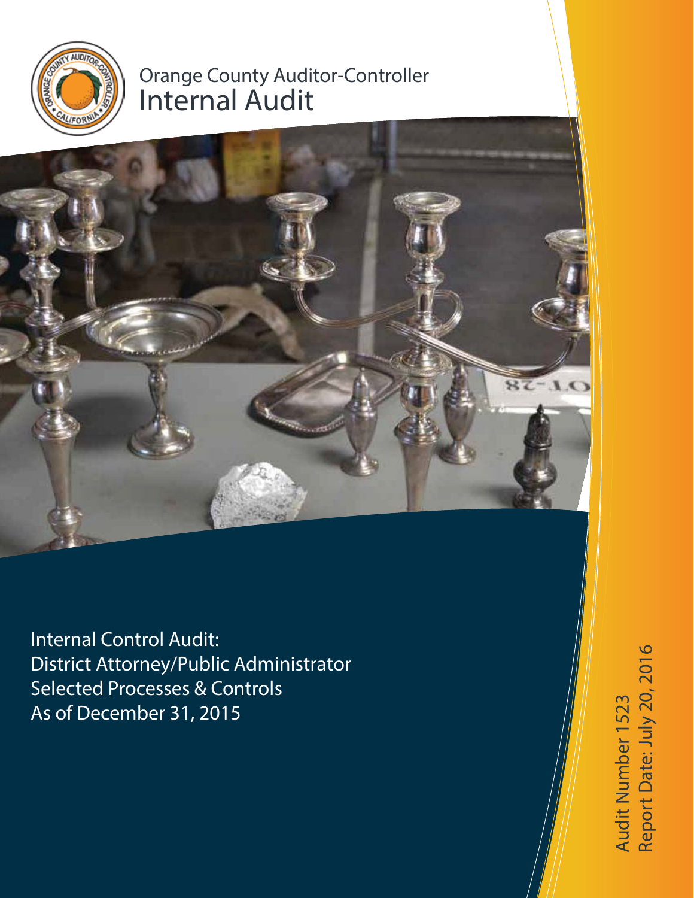Orange County Auditor-Controller

# Internal Audit

Internal Control Audit:
District Attorney/Public Administrator
Selected Processes & Controls
As of December 31, 2015

Audit Number 1523
Report Date: July 20, 2016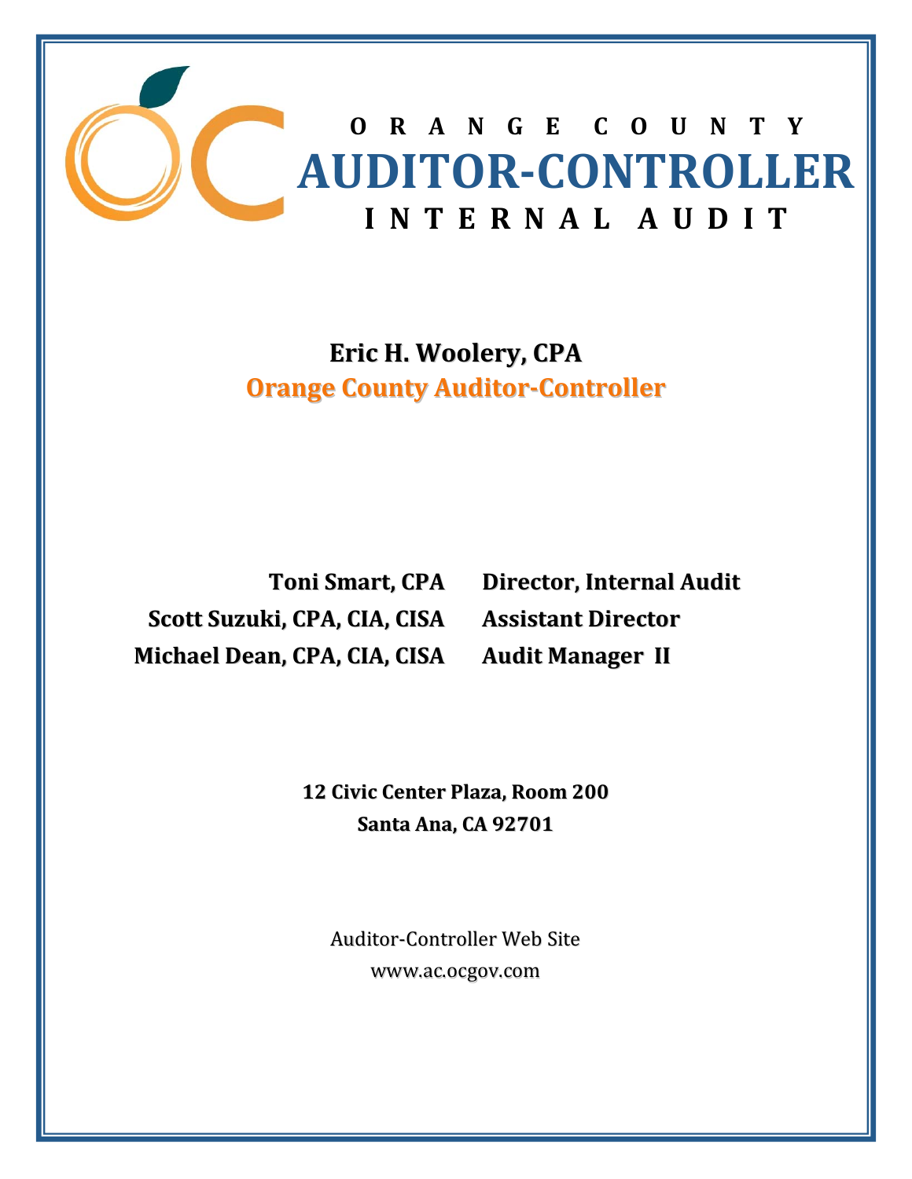# ORANGE COUNTY
# AUDITOR-CONTROLLER
## INTERNAL AUDIT

**Eric H. Woolery, CPA**
**Orange County Auditor-Controller**

| | |
|---|---|
| **Toni Smart, CPA** | **Director, Internal Audit** |
| **Scott Suzuki, CPA, CIA, CISA** | **Assistant Director** |
| **Michael Dean, CPA, CIA, CISA** | **Audit Manager II** |

**12 Civic Center Plaza, Room 200**
**Santa Ana, CA 92701**

Auditor-Controller Web Site
www.ac.ocgov.com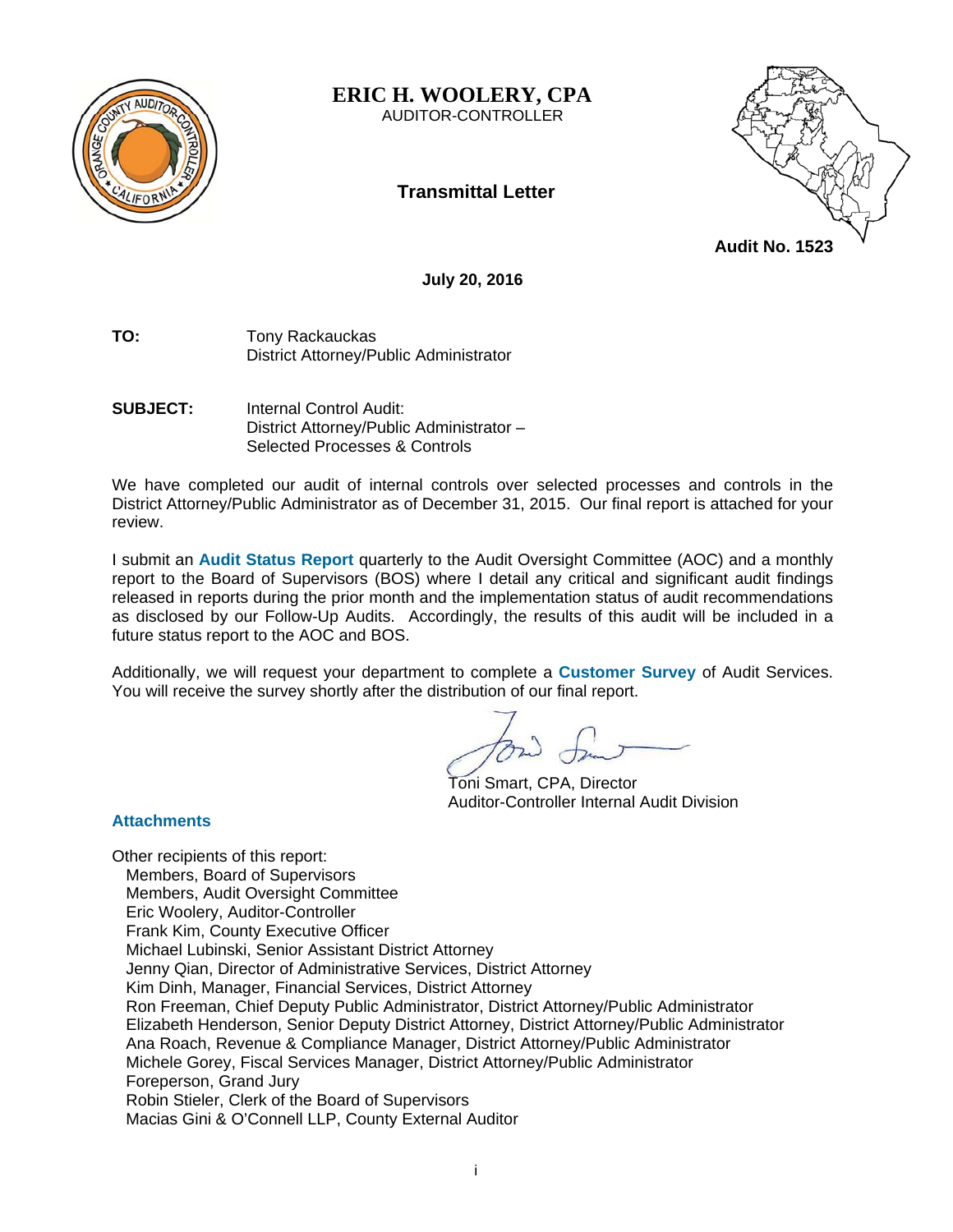# ERIC H. WOOLERY, CPA

AUDITOR-CONTROLLER

## Transmittal Letter

**Audit No. 1523**

**July 20, 2016**

**TO:** Tony Rackauckas
District Attorney/Public Administrator

**SUBJECT:** Internal Control Audit:
District Attorney/Public Administrator –
Selected Processes & Controls

We have completed our audit of internal controls over selected processes and controls in the District Attorney/Public Administrator as of December 31, 2015. Our final report is attached for your review.

I submit an **Audit Status Report** quarterly to the Audit Oversight Committee (AOC) and a monthly report to the Board of Supervisors (BOS) where I detail any critical and significant audit findings released in reports during the prior month and the implementation status of audit recommendations as disclosed by our Follow-Up Audits. Accordingly, the results of this audit will be included in a future status report to the AOC and BOS.

Additionally, we will request your department to complete a **Customer Survey** of Audit Services. You will receive the survey shortly after the distribution of our final report.

Toni Smart, CPA, Director
Auditor-Controller Internal Audit Division

**Attachments**

Other recipients of this report:
- Members, Board of Supervisors
- Members, Audit Oversight Committee
- Eric Woolery, Auditor-Controller
- Frank Kim, County Executive Officer
- Michael Lubinski, Senior Assistant District Attorney
- Jenny Qian, Director of Administrative Services, District Attorney
- Kim Dinh, Manager, Financial Services, District Attorney
- Ron Freeman, Chief Deputy Public Administrator, District Attorney/Public Administrator
- Elizabeth Henderson, Senior Deputy District Attorney, District Attorney/Public Administrator
- Ana Roach, Revenue & Compliance Manager, District Attorney/Public Administrator
- Michele Gorey, Fiscal Services Manager, District Attorney/Public Administrator
- Foreperson, Grand Jury
- Robin Stieler, Clerk of the Board of Supervisors
- Macias Gini & O'Connell LLP, County External Auditor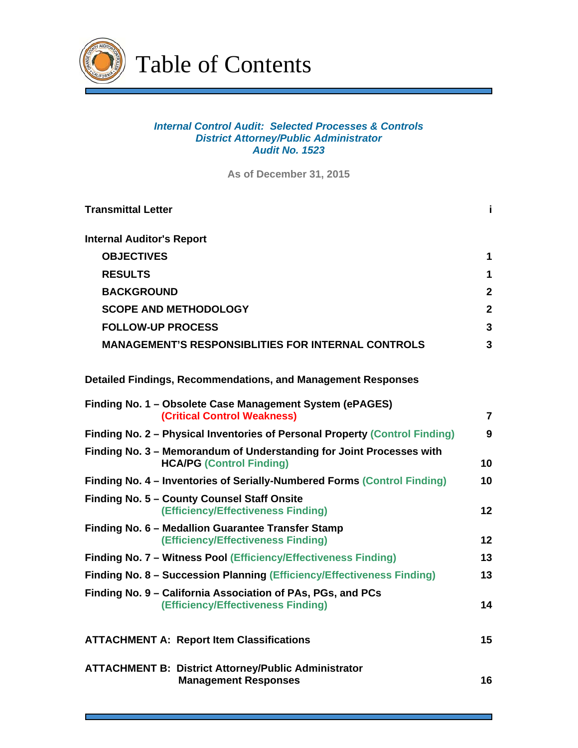# Table of Contents

***Internal Control Audit: Selected Processes & Controls***
***District Attorney/Public Administrator***
***Audit No. 1523***

**As of December 31, 2015**

| | |
|---|---|
| **Transmittal Letter** | **i** |
| **Internal Auditor's Report** | |
| **OBJECTIVES** | **1** |
| **RESULTS** | **1** |
| **BACKGROUND** | **2** |
| **SCOPE AND METHODOLOGY** | **2** |
| **FOLLOW-UP PROCESS** | **3** |
| **MANAGEMENT'S RESPONSIBLITIES FOR INTERNAL CONTROLS** | **3** |
| **Detailed Findings, Recommendations, and Management Responses** | |
| **Finding No. 1 – Obsolete Case Management System (ePAGES) (Critical Control Weakness)** | **7** |
| **Finding No. 2 – Physical Inventories of Personal Property (Control Finding)** | **9** |
| **Finding No. 3 – Memorandum of Understanding for Joint Processes with HCA/PG (Control Finding)** | **10** |
| **Finding No. 4 – Inventories of Serially-Numbered Forms (Control Finding)** | **10** |
| **Finding No. 5 – County Counsel Staff Onsite (Efficiency/Effectiveness Finding)** | **12** |
| **Finding No. 6 – Medallion Guarantee Transfer Stamp (Efficiency/Effectiveness Finding)** | **12** |
| **Finding No. 7 – Witness Pool (Efficiency/Effectiveness Finding)** | **13** |
| **Finding No. 8 – Succession Planning (Efficiency/Effectiveness Finding)** | **13** |
| **Finding No. 9 – California Association of PAs, PGs, and PCs (Efficiency/Effectiveness Finding)** | **14** |
| **ATTACHMENT A: Report Item Classifications** | **15** |
| **ATTACHMENT B: District Attorney/Public Administrator Management Responses** | **16** |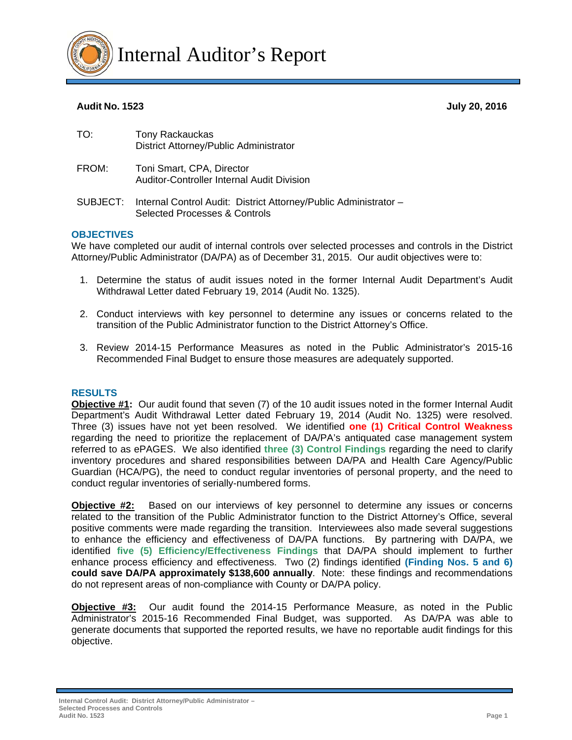# Internal Auditor's Report

**Audit No. 1523** **July 20, 2016**

TO: Tony Rackauckas
District Attorney/Public Administrator

FROM: Toni Smart, CPA, Director
Auditor-Controller Internal Audit Division

SUBJECT: Internal Control Audit: District Attorney/Public Administrator – Selected Processes & Controls

## OBJECTIVES

We have completed our audit of internal controls over selected processes and controls in the District Attorney/Public Administrator (DA/PA) as of December 31, 2015. Our audit objectives were to:

1. Determine the status of audit issues noted in the former Internal Audit Department's Audit Withdrawal Letter dated February 19, 2014 (Audit No. 1325).
2. Conduct interviews with key personnel to determine any issues or concerns related to the transition of the Public Administrator function to the District Attorney's Office.
3. Review 2014-15 Performance Measures as noted in the Public Administrator's 2015-16 Recommended Final Budget to ensure those measures are adequately supported.

## RESULTS

**Objective #1:** Our audit found that seven (7) of the 10 audit issues noted in the former Internal Audit Department's Audit Withdrawal Letter dated February 19, 2014 (Audit No. 1325) were resolved. Three (3) issues have not yet been resolved. We identified **one (1) Critical Control Weakness** regarding the need to prioritize the replacement of DA/PA's antiquated case management system referred to as ePAGES. We also identified **three (3) Control Findings** regarding the need to clarify inventory procedures and shared responsibilities between DA/PA and Health Care Agency/Public Guardian (HCA/PG), the need to conduct regular inventories of personal property, and the need to conduct regular inventories of serially-numbered forms.

**Objective #2:** Based on our interviews of key personnel to determine any issues or concerns related to the transition of the Public Administrator function to the District Attorney's Office, several positive comments were made regarding the transition. Interviewees also made several suggestions to enhance the efficiency and effectiveness of DA/PA functions. By partnering with DA/PA, we identified **five (5) Efficiency/Effectiveness Findings** that DA/PA should implement to further enhance process efficiency and effectiveness. Two (2) findings identified **(Finding Nos. 5 and 6) could save DA/PA approximately $138,600 annually**. Note: these findings and recommendations do not represent areas of non-compliance with County or DA/PA policy.

**Objective #3:** Our audit found the 2014-15 Performance Measure, as noted in the Public Administrator's 2015-16 Recommended Final Budget, was supported. As DA/PA was able to generate documents that supported the reported results, we have no reportable audit findings for this objective.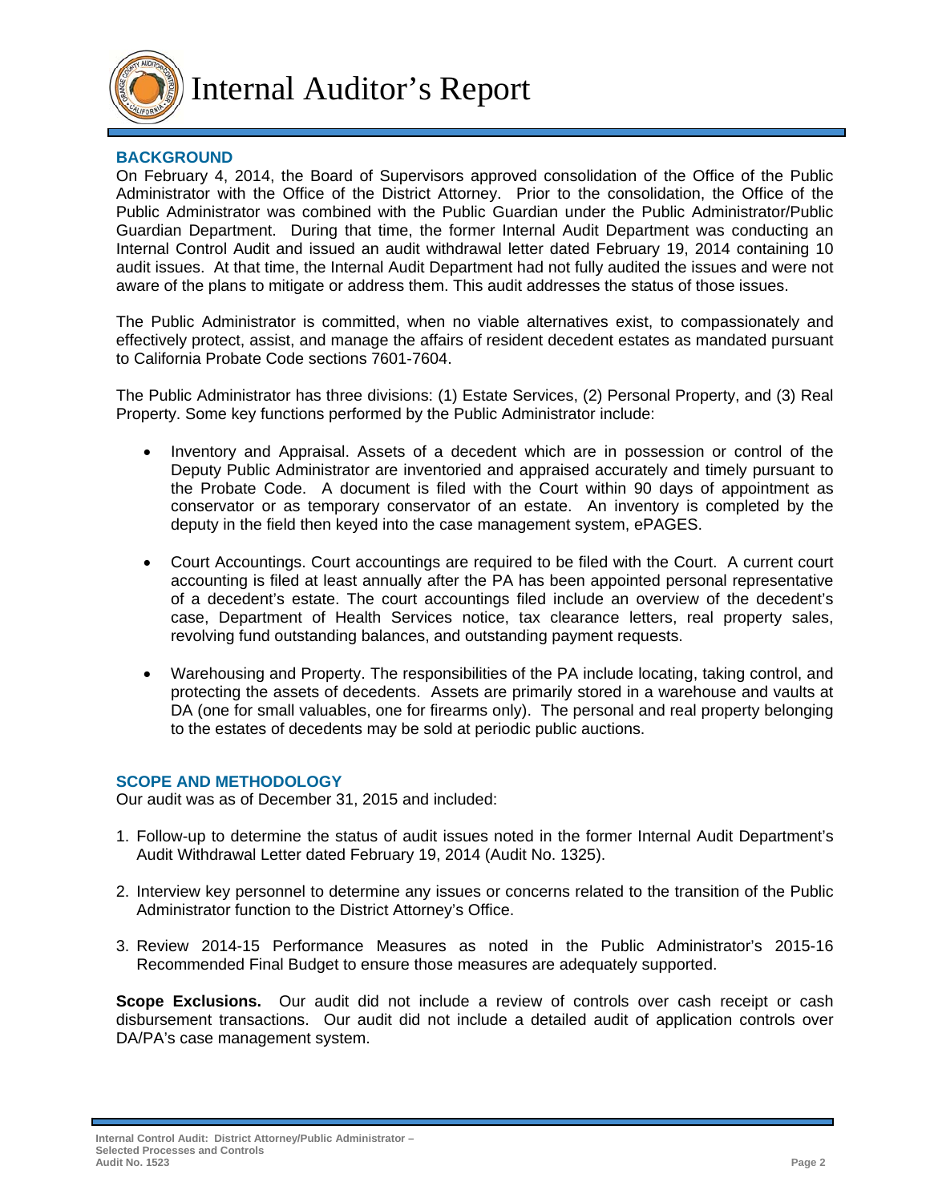# Internal Auditor's Report

## BACKGROUND

On February 4, 2014, the Board of Supervisors approved consolidation of the Office of the Public Administrator with the Office of the District Attorney. Prior to the consolidation, the Office of the Public Administrator was combined with the Public Guardian under the Public Administrator/Public Guardian Department. During that time, the former Internal Audit Department was conducting an Internal Control Audit and issued an audit withdrawal letter dated February 19, 2014 containing 10 audit issues. At that time, the Internal Audit Department had not fully audited the issues and were not aware of the plans to mitigate or address them. This audit addresses the status of those issues.

The Public Administrator is committed, when no viable alternatives exist, to compassionately and effectively protect, assist, and manage the affairs of resident decedent estates as mandated pursuant to California Probate Code sections 7601-7604.

The Public Administrator has three divisions: (1) Estate Services, (2) Personal Property, and (3) Real Property. Some key functions performed by the Public Administrator include:

- Inventory and Appraisal. Assets of a decedent which are in possession or control of the Deputy Public Administrator are inventoried and appraised accurately and timely pursuant to the Probate Code. A document is filed with the Court within 90 days of appointment as conservator or as temporary conservator of an estate. An inventory is completed by the deputy in the field then keyed into the case management system, ePAGES.

- Court Accountings. Court accountings are required to be filed with the Court. A current court accounting is filed at least annually after the PA has been appointed personal representative of a decedent's estate. The court accountings filed include an overview of the decedent's case, Department of Health Services notice, tax clearance letters, real property sales, revolving fund outstanding balances, and outstanding payment requests.

- Warehousing and Property. The responsibilities of the PA include locating, taking control, and protecting the assets of decedents. Assets are primarily stored in a warehouse and vaults at DA (one for small valuables, one for firearms only). The personal and real property belonging to the estates of decedents may be sold at periodic public auctions.

## SCOPE AND METHODOLOGY

Our audit was as of December 31, 2015 and included:

1. Follow-up to determine the status of audit issues noted in the former Internal Audit Department's Audit Withdrawal Letter dated February 19, 2014 (Audit No. 1325).

2. Interview key personnel to determine any issues or concerns related to the transition of the Public Administrator function to the District Attorney's Office.

3. Review 2014-15 Performance Measures as noted in the Public Administrator's 2015-16 Recommended Final Budget to ensure those measures are adequately supported.

**Scope Exclusions.** Our audit did not include a review of controls over cash receipt or cash disbursement transactions. Our audit did not include a detailed audit of application controls over DA/PA's case management system.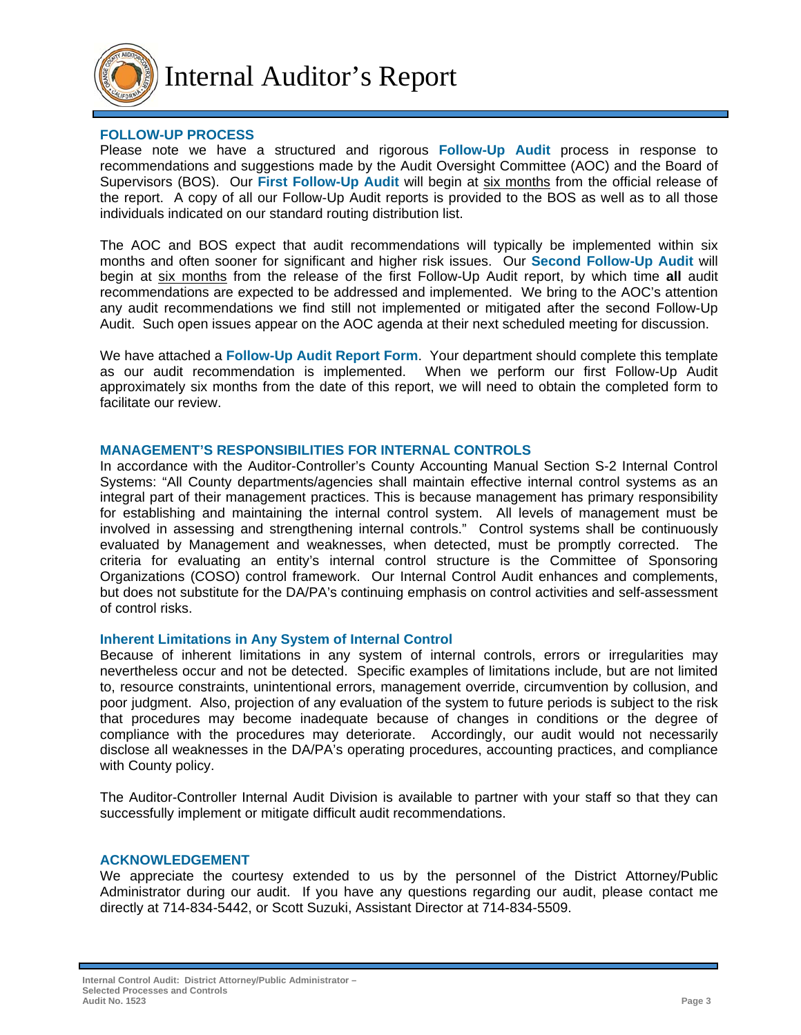## FOLLOW-UP PROCESS

Please note we have a structured and rigorous **Follow-Up Audit** process in response to recommendations and suggestions made by the Audit Oversight Committee (AOC) and the Board of Supervisors (BOS). Our **First Follow-Up Audit** will begin at six months from the official release of the report. A copy of all our Follow-Up Audit reports is provided to the BOS as well as to all those individuals indicated on our standard routing distribution list.

The AOC and BOS expect that audit recommendations will typically be implemented within six months and often sooner for significant and higher risk issues. Our **Second Follow-Up Audit** will begin at six months from the release of the first Follow-Up Audit report, by which time **all** audit recommendations are expected to be addressed and implemented. We bring to the AOC's attention any audit recommendations we find still not implemented or mitigated after the second Follow-Up Audit. Such open issues appear on the AOC agenda at their next scheduled meeting for discussion.

We have attached a **Follow-Up Audit Report Form**. Your department should complete this template as our audit recommendation is implemented. When we perform our first Follow-Up Audit approximately six months from the date of this report, we will need to obtain the completed form to facilitate our review.

## MANAGEMENT'S RESPONSIBILITIES FOR INTERNAL CONTROLS

In accordance with the Auditor-Controller's County Accounting Manual Section S-2 Internal Control Systems: "All County departments/agencies shall maintain effective internal control systems as an integral part of their management practices. This is because management has primary responsibility for establishing and maintaining the internal control system. All levels of management must be involved in assessing and strengthening internal controls." Control systems shall be continuously evaluated by Management and weaknesses, when detected, must be promptly corrected. The criteria for evaluating an entity's internal control structure is the Committee of Sponsoring Organizations (COSO) control framework. Our Internal Control Audit enhances and complements, but does not substitute for the DA/PA's continuing emphasis on control activities and self-assessment of control risks.

### Inherent Limitations in Any System of Internal Control

Because of inherent limitations in any system of internal controls, errors or irregularities may nevertheless occur and not be detected. Specific examples of limitations include, but are not limited to, resource constraints, unintentional errors, management override, circumvention by collusion, and poor judgment. Also, projection of any evaluation of the system to future periods is subject to the risk that procedures may become inadequate because of changes in conditions or the degree of compliance with the procedures may deteriorate. Accordingly, our audit would not necessarily disclose all weaknesses in the DA/PA's operating procedures, accounting practices, and compliance with County policy.

The Auditor-Controller Internal Audit Division is available to partner with your staff so that they can successfully implement or mitigate difficult audit recommendations.

## ACKNOWLEDGEMENT

We appreciate the courtesy extended to us by the personnel of the District Attorney/Public Administrator during our audit. If you have any questions regarding our audit, please contact me directly at 714-834-5442, or Scott Suzuki, Assistant Director at 714-834-5509.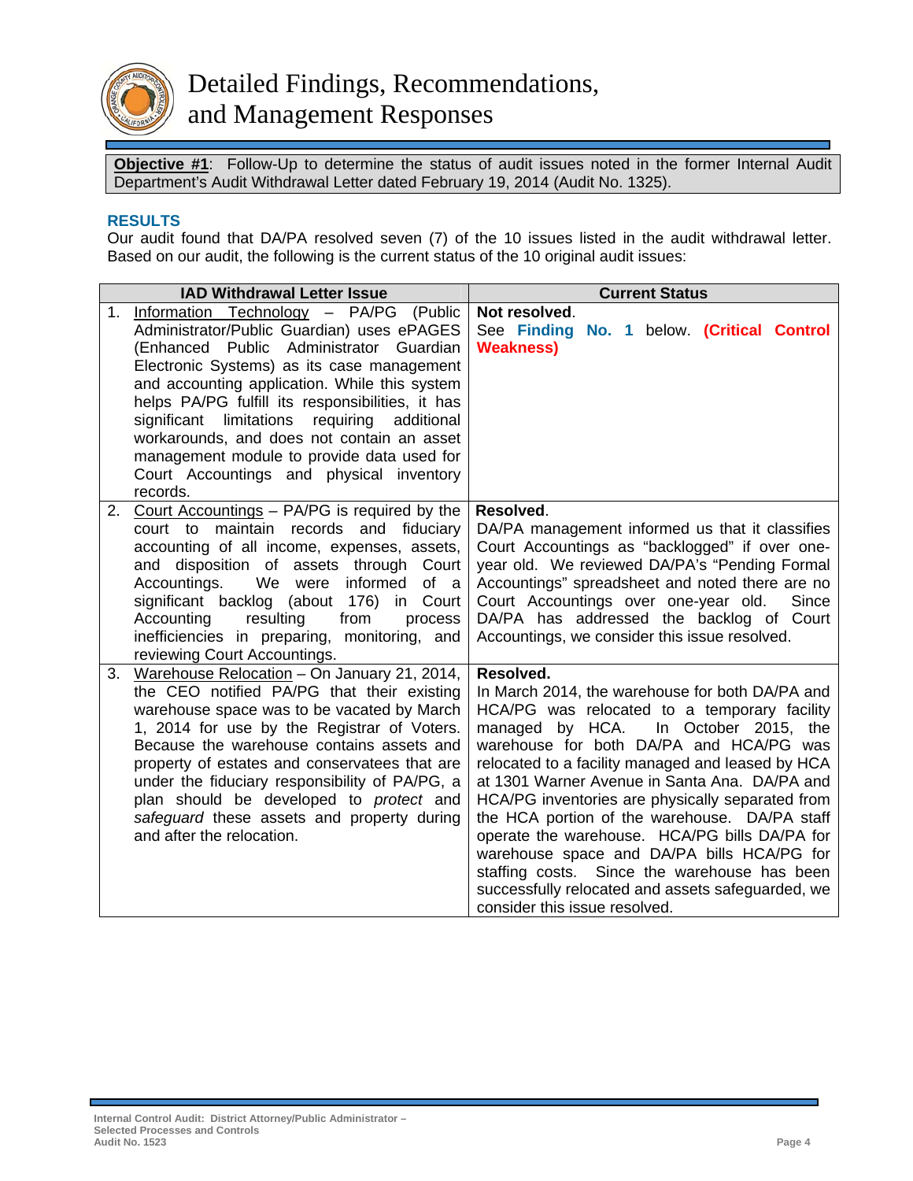# Detailed Findings, Recommendations, and Management Responses

**Objective #1**: Follow-Up to determine the status of audit issues noted in the former Internal Audit Department's Audit Withdrawal Letter dated February 19, 2014 (Audit No. 1325).

### RESULTS

Our audit found that DA/PA resolved seven (7) of the 10 issues listed in the audit withdrawal letter. Based on our audit, the following is the current status of the 10 original audit issues:

| IAD Withdrawal Letter Issue | Current Status |
|---|---|
| 1. Information Technology – PA/PG (Public Administrator/Public Guardian) uses ePAGES (Enhanced Public Administrator Guardian Electronic Systems) as its case management and accounting application. While this system helps PA/PG fulfill its responsibilities, it has significant limitations requiring additional workarounds, and does not contain an asset management module to provide data used for Court Accountings and physical inventory records. | **Not resolved**. See **Finding No. 1** below. **(Critical Control Weakness)** |
| 2. Court Accountings – PA/PG is required by the court to maintain records and fiduciary accounting of all income, expenses, assets, and disposition of assets through Court Accountings. We were informed of a significant backlog (about 176) in Court Accounting resulting from process inefficiencies in preparing, monitoring, and reviewing Court Accountings. | **Resolved**. DA/PA management informed us that it classifies Court Accountings as "backlogged" if over one-year old. We reviewed DA/PA's "Pending Formal Accountings" spreadsheet and noted there are no Court Accountings over one-year old. Since DA/PA has addressed the backlog of Court Accountings, we consider this issue resolved. |
| 3. Warehouse Relocation – On January 21, 2014, the CEO notified PA/PG that their existing warehouse space was to be vacated by March 1, 2014 for use by the Registrar of Voters. Because the warehouse contains assets and property of estates and conservatees that are under the fiduciary responsibility of PA/PG, a plan should be developed to *protect* and *safeguard* these assets and property during and after the relocation. | **Resolved.** In March 2014, the warehouse for both DA/PA and HCA/PG was relocated to a temporary facility managed by HCA. In October 2015, the warehouse for both DA/PA and HCA/PG was relocated to a facility managed and leased by HCA at 1301 Warner Avenue in Santa Ana. DA/PA and HCA/PG inventories are physically separated from the HCA portion of the warehouse. DA/PA staff operate the warehouse. HCA/PG bills DA/PA for warehouse space and DA/PA bills HCA/PG for staffing costs. Since the warehouse has been successfully relocated and assets safeguarded, we consider this issue resolved. |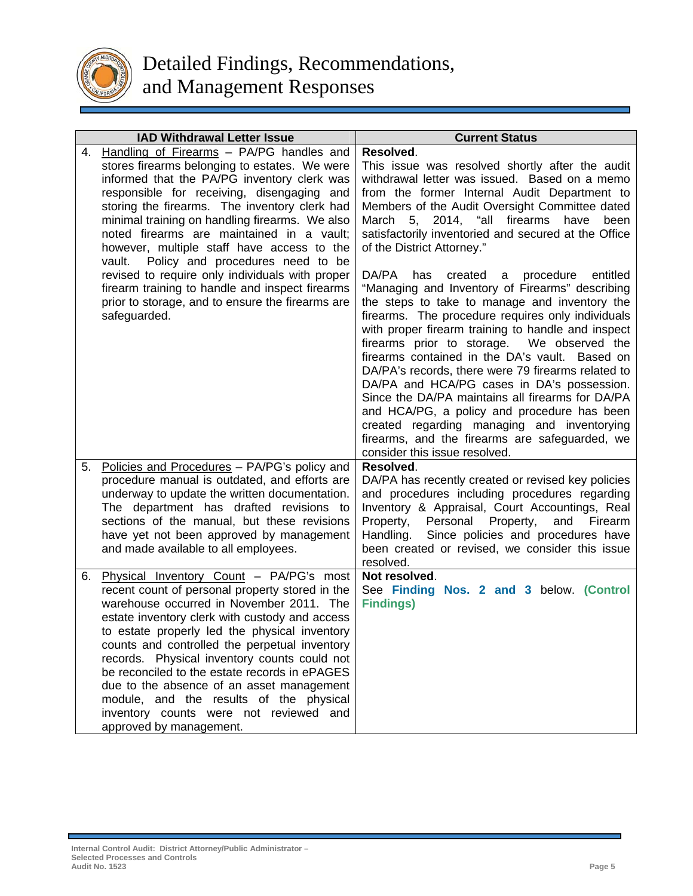# Detailed Findings, Recommendations, and Management Responses

| IAD Withdrawal Letter Issue | Current Status |
|---|---|
| 4. Handling of Firearms – PA/PG handles and stores firearms belonging to estates. We were informed that the PA/PG inventory clerk was responsible for receiving, disengaging and storing the firearms. The inventory clerk had minimal training on handling firearms. We also noted firearms are maintained in a vault; however, multiple staff have access to the vault. Policy and procedures need to be revised to require only individuals with proper firearm training to handle and inspect firearms prior to storage, and to ensure the firearms are safeguarded. | **Resolved**.<br>This issue was resolved shortly after the audit withdrawal letter was issued. Based on a memo from the former Internal Audit Department to Members of the Audit Oversight Committee dated March 5, 2014, "all firearms have been satisfactorily inventoried and secured at the Office of the District Attorney."<br><br>DA/PA has created a procedure entitled "Managing and Inventory of Firearms" describing the steps to take to manage and inventory the firearms. The procedure requires only individuals with proper firearm training to handle and inspect firearms prior to storage. We observed the firearms contained in the DA's vault. Based on DA/PA's records, there were 79 firearms related to DA/PA and HCA/PG cases in DA's possession. Since the DA/PA maintains all firearms for DA/PA and HCA/PG, a policy and procedure has been created regarding managing and inventorying firearms, and the firearms are safeguarded, we consider this issue resolved. |
| 5. Policies and Procedures – PA/PG's policy and procedure manual is outdated, and efforts are underway to update the written documentation. The department has drafted revisions to sections of the manual, but these revisions have yet not been approved by management and made available to all employees. | **Resolved**.<br>DA/PA has recently created or revised key policies and procedures including procedures regarding Inventory & Appraisal, Court Accountings, Real Property, Personal Property, and Firearm Handling. Since policies and procedures have been created or revised, we consider this issue resolved. |
| 6. Physical Inventory Count – PA/PG's most recent count of personal property stored in the warehouse occurred in November 2011. The estate inventory clerk with custody and access to estate properly led the physical inventory counts and controlled the perpetual inventory records. Physical inventory counts could not be reconciled to the estate records in ePAGES due to the absence of an asset management module, and the results of the physical inventory counts were not reviewed and approved by management. | **Not resolved**.<br>See **Finding Nos. 2 and 3** below. **(Control Findings)** |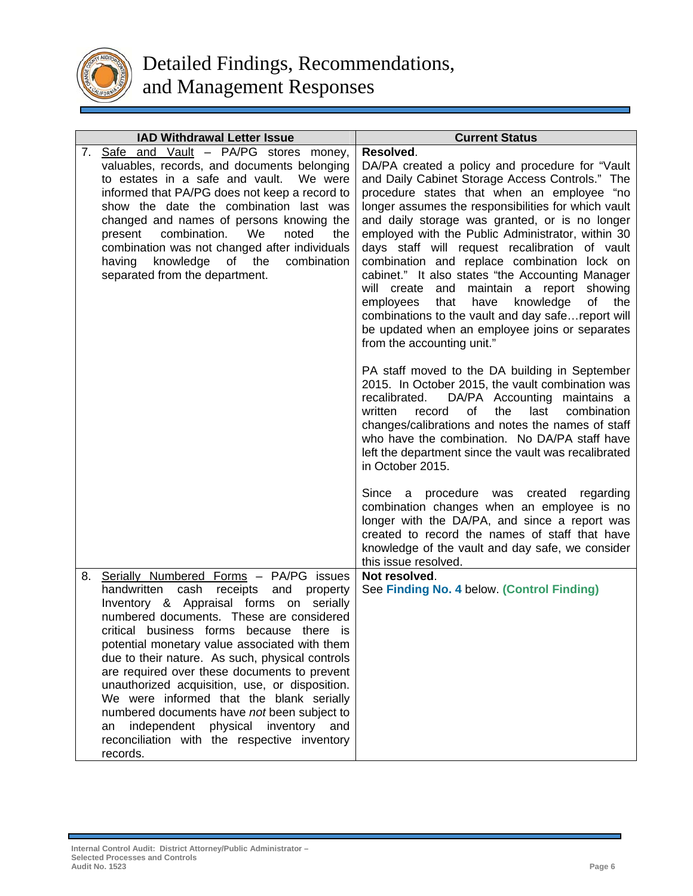# Detailed Findings, Recommendations, and Management Responses

| IAD Withdrawal Letter Issue | Current Status |
|---|---|
| 7. Safe and Vault – PA/PG stores money, valuables, records, and documents belonging to estates in a safe and vault. We were informed that PA/PG does not keep a record to show the date the combination last was changed and names of persons knowing the present combination. We noted the combination was not changed after individuals having knowledge of the combination separated from the department. | **Resolved**.<br>DA/PA created a policy and procedure for "Vault and Daily Cabinet Storage Access Controls." The procedure states that when an employee "no longer assumes the responsibilities for which vault and daily storage was granted, or is no longer employed with the Public Administrator, within 30 days staff will request recalibration of vault combination and replace combination lock on cabinet." It also states "the Accounting Manager will create and maintain a report showing employees that have knowledge of the combinations to the vault and day safe…report will be updated when an employee joins or separates from the accounting unit."<br><br>PA staff moved to the DA building in September 2015. In October 2015, the vault combination was recalibrated. DA/PA Accounting maintains a written record of the last combination changes/calibrations and notes the names of staff who have the combination. No DA/PA staff have left the department since the vault was recalibrated in October 2015.<br><br>Since a procedure was created regarding combination changes when an employee is no longer with the DA/PA, and since a report was created to record the names of staff that have knowledge of the vault and day safe, we consider this issue resolved. |
| 8. Serially Numbered Forms – PA/PG issues handwritten cash receipts and property Inventory & Appraisal forms on serially numbered documents. These are considered critical business forms because there is potential monetary value associated with them due to their nature. As such, physical controls are required over these documents to prevent unauthorized acquisition, use, or disposition. We were informed that the blank serially numbered documents have *not* been subject to an independent physical inventory and reconciliation with the respective inventory records. | **Not resolved**.<br>See **Finding No. 4** below. **(Control Finding)** |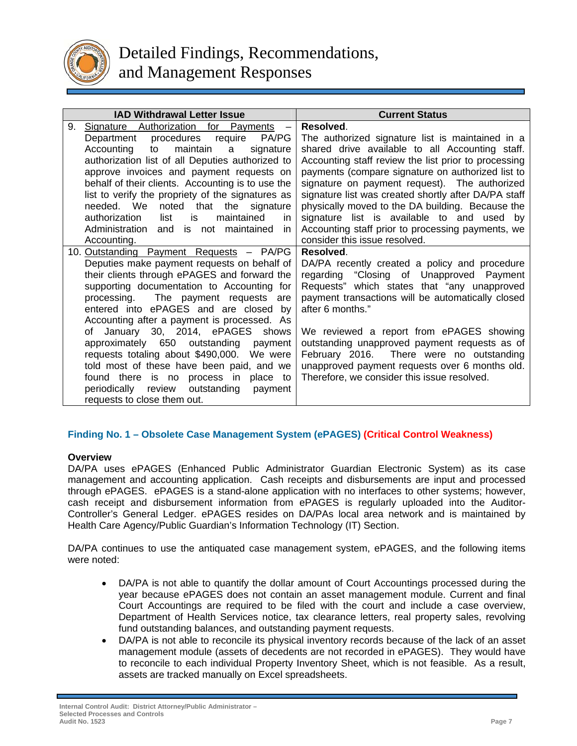# Detailed Findings, Recommendations, and Management Responses

| IAD Withdrawal Letter Issue | Current Status |
|---|---|
| 9. Signature Authorization for Payments – Department procedures require PA/PG Accounting to maintain a signature authorization list of all Deputies authorized to approve invoices and payment requests on behalf of their clients. Accounting is to use the list to verify the propriety of the signatures as needed. We noted that the signature authorization list is maintained in Administration and is not maintained in Accounting. | **Resolved**. The authorized signature list is maintained in a shared drive available to all Accounting staff. Accounting staff review the list prior to processing payments (compare signature on authorized list to signature on payment request). The authorized signature list was created shortly after DA/PA staff physically moved to the DA building. Because the signature list is available to and used by Accounting staff prior to processing payments, we consider this issue resolved. |
| 10. Outstanding Payment Requests – PA/PG Deputies make payment requests on behalf of their clients through ePAGES and forward the supporting documentation to Accounting for processing. The payment requests are entered into ePAGES and are closed by Accounting after a payment is processed. As of January 30, 2014, ePAGES shows approximately 650 outstanding payment requests totaling about $490,000. We were told most of these have been paid, and we found there is no process in place to periodically review outstanding payment requests to close them out. | **Resolved**. DA/PA recently created a policy and procedure regarding "Closing of Unapproved Payment Requests" which states that "any unapproved payment transactions will be automatically closed after 6 months."<br><br>We reviewed a report from ePAGES showing outstanding unapproved payment requests as of February 2016. There were no outstanding unapproved payment requests over 6 months old. Therefore, we consider this issue resolved. |

### Finding No. 1 – Obsolete Case Management System (ePAGES) (Critical Control Weakness)

**Overview**

DA/PA uses ePAGES (Enhanced Public Administrator Guardian Electronic System) as its case management and accounting application. Cash receipts and disbursements are input and processed through ePAGES. ePAGES is a stand-alone application with no interfaces to other systems; however, cash receipt and disbursement information from ePAGES is regularly uploaded into the Auditor-Controller's General Ledger. ePAGES resides on DA/PAs local area network and is maintained by Health Care Agency/Public Guardian's Information Technology (IT) Section.

DA/PA continues to use the antiquated case management system, ePAGES, and the following items were noted:

- DA/PA is not able to quantify the dollar amount of Court Accountings processed during the year because ePAGES does not contain an asset management module. Current and final Court Accountings are required to be filed with the court and include a case overview, Department of Health Services notice, tax clearance letters, real property sales, revolving fund outstanding balances, and outstanding payment requests.
- DA/PA is not able to reconcile its physical inventory records because of the lack of an asset management module (assets of decedents are not recorded in ePAGES). They would have to reconcile to each individual Property Inventory Sheet, which is not feasible. As a result, assets are tracked manually on Excel spreadsheets.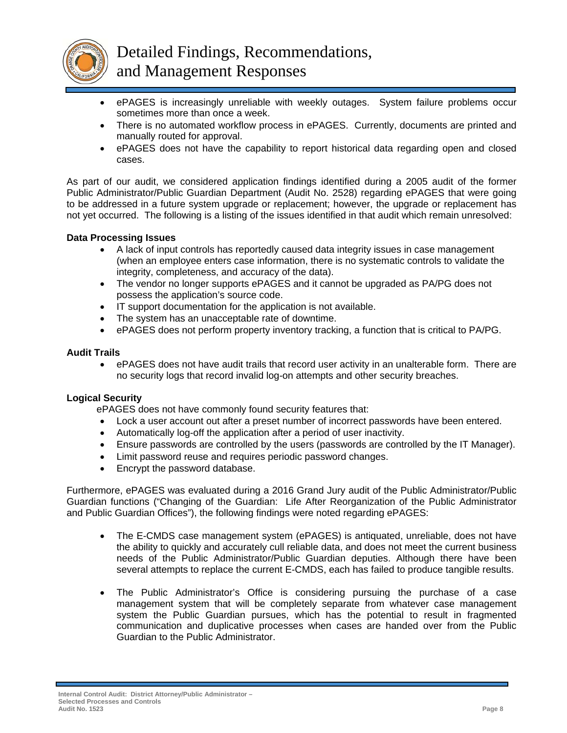- ePAGES is increasingly unreliable with weekly outages. System failure problems occur sometimes more than once a week.
- There is no automated workflow process in ePAGES. Currently, documents are printed and manually routed for approval.
- ePAGES does not have the capability to report historical data regarding open and closed cases.

As part of our audit, we considered application findings identified during a 2005 audit of the former Public Administrator/Public Guardian Department (Audit No. 2528) regarding ePAGES that were going to be addressed in a future system upgrade or replacement; however, the upgrade or replacement has not yet occurred. The following is a listing of the issues identified in that audit which remain unresolved:

**Data Processing Issues**

- A lack of input controls has reportedly caused data integrity issues in case management (when an employee enters case information, there is no systematic controls to validate the integrity, completeness, and accuracy of the data).
- The vendor no longer supports ePAGES and it cannot be upgraded as PA/PG does not possess the application's source code.
- IT support documentation for the application is not available.
- The system has an unacceptable rate of downtime.
- ePAGES does not perform property inventory tracking, a function that is critical to PA/PG.

**Audit Trails**

- ePAGES does not have audit trails that record user activity in an unalterable form. There are no security logs that record invalid log-on attempts and other security breaches.

**Logical Security**

ePAGES does not have commonly found security features that:

- Lock a user account out after a preset number of incorrect passwords have been entered.
- Automatically log-off the application after a period of user inactivity.
- Ensure passwords are controlled by the users (passwords are controlled by the IT Manager).
- Limit password reuse and requires periodic password changes.
- Encrypt the password database.

Furthermore, ePAGES was evaluated during a 2016 Grand Jury audit of the Public Administrator/Public Guardian functions ("Changing of the Guardian: Life After Reorganization of the Public Administrator and Public Guardian Offices"), the following findings were noted regarding ePAGES:

- The E-CMDS case management system (ePAGES) is antiquated, unreliable, does not have the ability to quickly and accurately cull reliable data, and does not meet the current business needs of the Public Administrator/Public Guardian deputies. Although there have been several attempts to replace the current E-CMDS, each has failed to produce tangible results.

- The Public Administrator's Office is considering pursuing the purchase of a case management system that will be completely separate from whatever case management system the Public Guardian pursues, which has the potential to result in fragmented communication and duplicative processes when cases are handed over from the Public Guardian to the Public Administrator.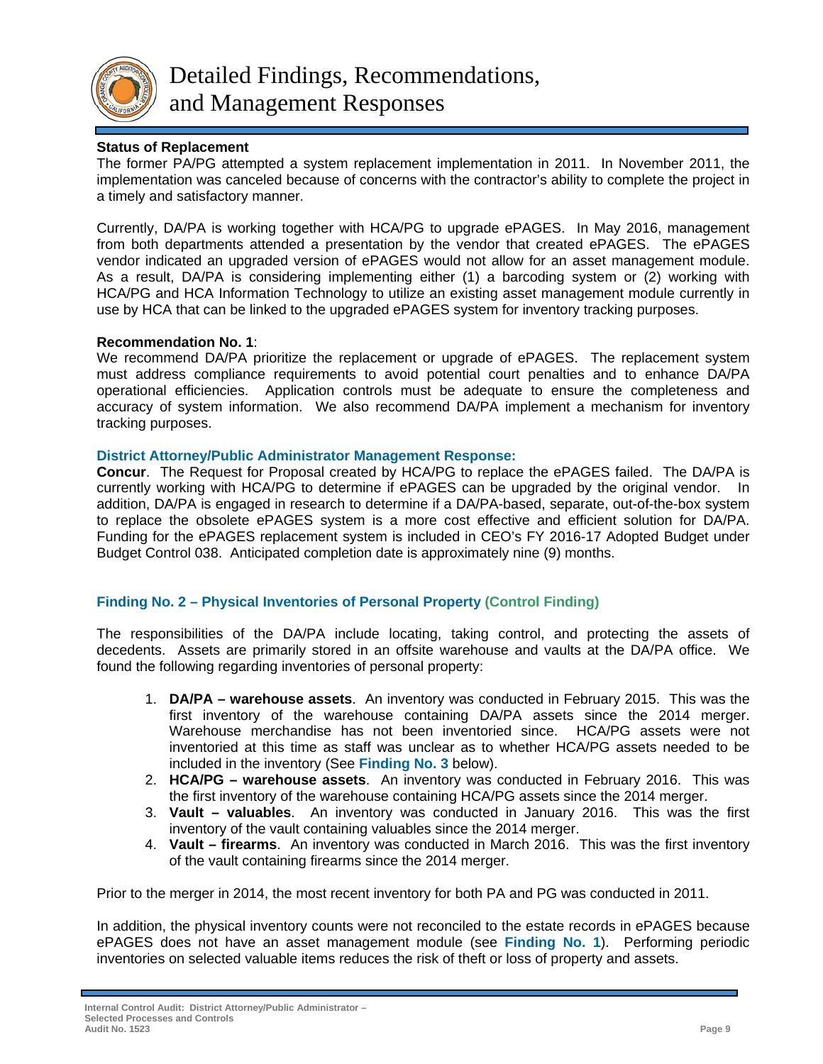# Detailed Findings, Recommendations, and Management Responses

**Status of Replacement**

The former PA/PG attempted a system replacement implementation in 2011. In November 2011, the implementation was canceled because of concerns with the contractor's ability to complete the project in a timely and satisfactory manner.

Currently, DA/PA is working together with HCA/PG to upgrade ePAGES. In May 2016, management from both departments attended a presentation by the vendor that created ePAGES. The ePAGES vendor indicated an upgraded version of ePAGES would not allow for an asset management module. As a result, DA/PA is considering implementing either (1) a barcoding system or (2) working with HCA/PG and HCA Information Technology to utilize an existing asset management module currently in use by HCA that can be linked to the upgraded ePAGES system for inventory tracking purposes.

**Recommendation No. 1**:

We recommend DA/PA prioritize the replacement or upgrade of ePAGES. The replacement system must address compliance requirements to avoid potential court penalties and to enhance DA/PA operational efficiencies. Application controls must be adequate to ensure the completeness and accuracy of system information. We also recommend DA/PA implement a mechanism for inventory tracking purposes.

**District Attorney/Public Administrator Management Response:**

**Concur**. The Request for Proposal created by HCA/PG to replace the ePAGES failed. The DA/PA is currently working with HCA/PG to determine if ePAGES can be upgraded by the original vendor. In addition, DA/PA is engaged in research to determine if a DA/PA-based, separate, out-of-the-box system to replace the obsolete ePAGES system is a more cost effective and efficient solution for DA/PA. Funding for the ePAGES replacement system is included in CEO's FY 2016-17 Adopted Budget under Budget Control 038. Anticipated completion date is approximately nine (9) months.

### Finding No. 2 – Physical Inventories of Personal Property (Control Finding)

The responsibilities of the DA/PA include locating, taking control, and protecting the assets of decedents. Assets are primarily stored in an offsite warehouse and vaults at the DA/PA office. We found the following regarding inventories of personal property:

1. **DA/PA – warehouse assets**. An inventory was conducted in February 2015. This was the first inventory of the warehouse containing DA/PA assets since the 2014 merger. Warehouse merchandise has not been inventoried since. HCA/PG assets were not inventoried at this time as staff was unclear as to whether HCA/PG assets needed to be included in the inventory (See **Finding No. 3** below).
2. **HCA/PG – warehouse assets**. An inventory was conducted in February 2016. This was the first inventory of the warehouse containing HCA/PG assets since the 2014 merger.
3. **Vault – valuables**. An inventory was conducted in January 2016. This was the first inventory of the vault containing valuables since the 2014 merger.
4. **Vault – firearms**. An inventory was conducted in March 2016. This was the first inventory of the vault containing firearms since the 2014 merger.

Prior to the merger in 2014, the most recent inventory for both PA and PG was conducted in 2011.

In addition, the physical inventory counts were not reconciled to the estate records in ePAGES because ePAGES does not have an asset management module (see **Finding No. 1**). Performing periodic inventories on selected valuable items reduces the risk of theft or loss of property and assets.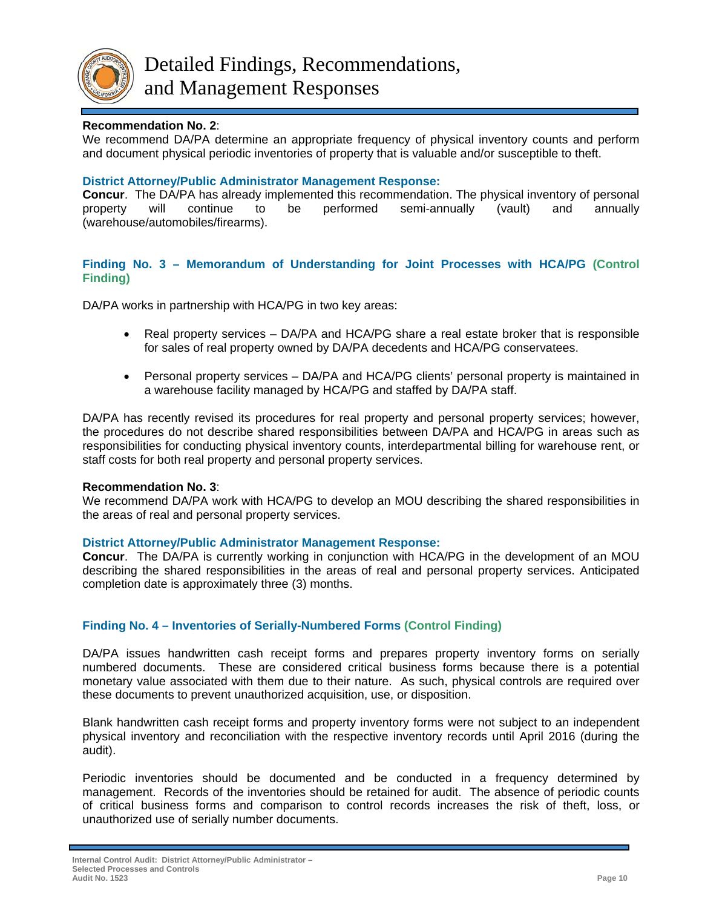# Detailed Findings, Recommendations, and Management Responses

**Recommendation No. 2**:
We recommend DA/PA determine an appropriate frequency of physical inventory counts and perform and document physical periodic inventories of property that is valuable and/or susceptible to theft.

**District Attorney/Public Administrator Management Response:**
**Concur**. The DA/PA has already implemented this recommendation. The physical inventory of personal property will continue to be performed semi-annually (vault) and annually (warehouse/automobiles/firearms).

### Finding No. 3 – Memorandum of Understanding for Joint Processes with HCA/PG (Control Finding)

DA/PA works in partnership with HCA/PG in two key areas:

- Real property services – DA/PA and HCA/PG share a real estate broker that is responsible for sales of real property owned by DA/PA decedents and HCA/PG conservatees.
- Personal property services – DA/PA and HCA/PG clients' personal property is maintained in a warehouse facility managed by HCA/PG and staffed by DA/PA staff.

DA/PA has recently revised its procedures for real property and personal property services; however, the procedures do not describe shared responsibilities between DA/PA and HCA/PG in areas such as responsibilities for conducting physical inventory counts, interdepartmental billing for warehouse rent, or staff costs for both real property and personal property services.

**Recommendation No. 3**:
We recommend DA/PA work with HCA/PG to develop an MOU describing the shared responsibilities in the areas of real and personal property services.

**District Attorney/Public Administrator Management Response:**
**Concur**. The DA/PA is currently working in conjunction with HCA/PG in the development of an MOU describing the shared responsibilities in the areas of real and personal property services. Anticipated completion date is approximately three (3) months.

### Finding No. 4 – Inventories of Serially-Numbered Forms (Control Finding)

DA/PA issues handwritten cash receipt forms and prepares property inventory forms on serially numbered documents. These are considered critical business forms because there is a potential monetary value associated with them due to their nature. As such, physical controls are required over these documents to prevent unauthorized acquisition, use, or disposition.

Blank handwritten cash receipt forms and property inventory forms were not subject to an independent physical inventory and reconciliation with the respective inventory records until April 2016 (during the audit).

Periodic inventories should be documented and be conducted in a frequency determined by management. Records of the inventories should be retained for audit. The absence of periodic counts of critical business forms and comparison to control records increases the risk of theft, loss, or unauthorized use of serially number documents.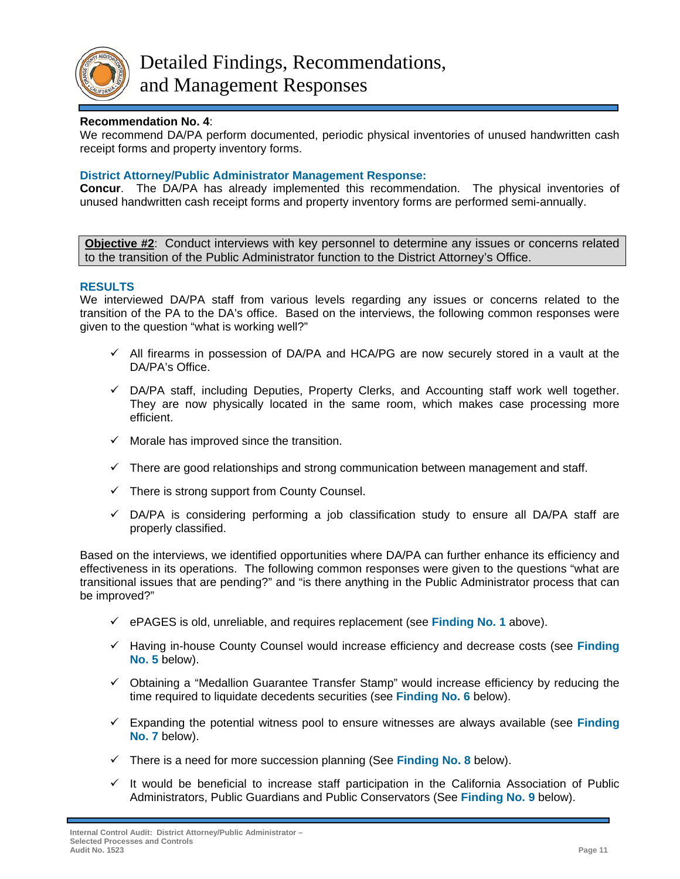# Detailed Findings, Recommendations, and Management Responses

**Recommendation No. 4**:
We recommend DA/PA perform documented, periodic physical inventories of unused handwritten cash receipt forms and property inventory forms.

**District Attorney/Public Administrator Management Response:**
**Concur**. The DA/PA has already implemented this recommendation. The physical inventories of unused handwritten cash receipt forms and property inventory forms are performed semi-annually.

**Objective #2**: Conduct interviews with key personnel to determine any issues or concerns related to the transition of the Public Administrator function to the District Attorney's Office.

**RESULTS**
We interviewed DA/PA staff from various levels regarding any issues or concerns related to the transition of the PA to the DA's office. Based on the interviews, the following common responses were given to the question "what is working well?"

- ✓ All firearms in possession of DA/PA and HCA/PG are now securely stored in a vault at the DA/PA's Office.
- ✓ DA/PA staff, including Deputies, Property Clerks, and Accounting staff work well together. They are now physically located in the same room, which makes case processing more efficient.
- ✓ Morale has improved since the transition.
- ✓ There are good relationships and strong communication between management and staff.
- ✓ There is strong support from County Counsel.
- ✓ DA/PA is considering performing a job classification study to ensure all DA/PA staff are properly classified.

Based on the interviews, we identified opportunities where DA/PA can further enhance its efficiency and effectiveness in its operations. The following common responses were given to the questions "what are transitional issues that are pending?" and "is there anything in the Public Administrator process that can be improved?"

- ✓ ePAGES is old, unreliable, and requires replacement (see **Finding No. 1** above).
- ✓ Having in-house County Counsel would increase efficiency and decrease costs (see **Finding No. 5** below).
- ✓ Obtaining a "Medallion Guarantee Transfer Stamp" would increase efficiency by reducing the time required to liquidate decedents securities (see **Finding No. 6** below).
- ✓ Expanding the potential witness pool to ensure witnesses are always available (see **Finding No. 7** below).
- ✓ There is a need for more succession planning (See **Finding No. 8** below).
- ✓ It would be beneficial to increase staff participation in the California Association of Public Administrators, Public Guardians and Public Conservators (See **Finding No. 9** below).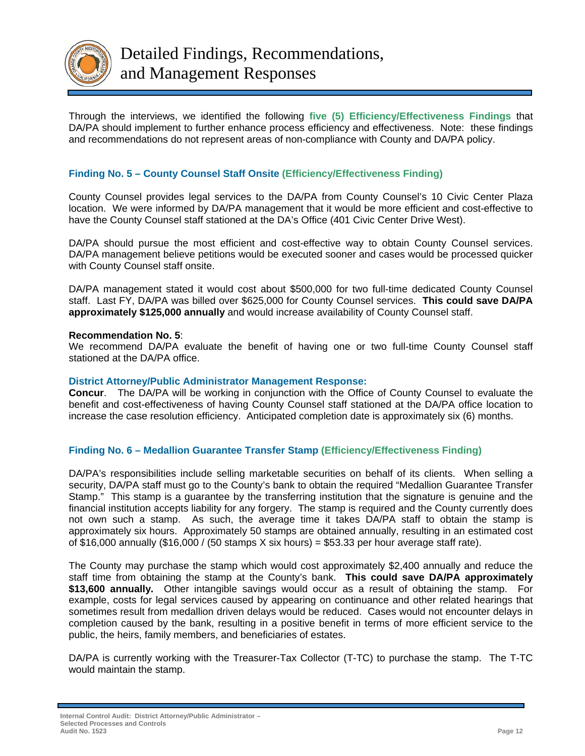# Detailed Findings, Recommendations, and Management Responses

Through the interviews, we identified the following **five (5) Efficiency/Effectiveness Findings** that DA/PA should implement to further enhance process efficiency and effectiveness. Note: these findings and recommendations do not represent areas of non-compliance with County and DA/PA policy.

### Finding No. 5 – County Counsel Staff Onsite (Efficiency/Effectiveness Finding)

County Counsel provides legal services to the DA/PA from County Counsel's 10 Civic Center Plaza location. We were informed by DA/PA management that it would be more efficient and cost-effective to have the County Counsel staff stationed at the DA's Office (401 Civic Center Drive West).

DA/PA should pursue the most efficient and cost-effective way to obtain County Counsel services. DA/PA management believe petitions would be executed sooner and cases would be processed quicker with County Counsel staff onsite.

DA/PA management stated it would cost about $500,000 for two full-time dedicated County Counsel staff. Last FY, DA/PA was billed over $625,000 for County Counsel services. **This could save DA/PA approximately $125,000 annually** and would increase availability of County Counsel staff.

**Recommendation No. 5**:
We recommend DA/PA evaluate the benefit of having one or two full-time County Counsel staff stationed at the DA/PA office.

**District Attorney/Public Administrator Management Response:**
**Concur**. The DA/PA will be working in conjunction with the Office of County Counsel to evaluate the benefit and cost-effectiveness of having County Counsel staff stationed at the DA/PA office location to increase the case resolution efficiency. Anticipated completion date is approximately six (6) months.

### Finding No. 6 – Medallion Guarantee Transfer Stamp (Efficiency/Effectiveness Finding)

DA/PA's responsibilities include selling marketable securities on behalf of its clients. When selling a security, DA/PA staff must go to the County's bank to obtain the required "Medallion Guarantee Transfer Stamp." This stamp is a guarantee by the transferring institution that the signature is genuine and the financial institution accepts liability for any forgery. The stamp is required and the County currently does not own such a stamp. As such, the average time it takes DA/PA staff to obtain the stamp is approximately six hours. Approximately 50 stamps are obtained annually, resulting in an estimated cost of $16,000 annually ($16,000 / (50 stamps X six hours) = $53.33 per hour average staff rate).

The County may purchase the stamp which would cost approximately $2,400 annually and reduce the staff time from obtaining the stamp at the County's bank. **This could save DA/PA approximately $13,600 annually.** Other intangible savings would occur as a result of obtaining the stamp. For example, costs for legal services caused by appearing on continuance and other related hearings that sometimes result from medallion driven delays would be reduced. Cases would not encounter delays in completion caused by the bank, resulting in a positive benefit in terms of more efficient service to the public, the heirs, family members, and beneficiaries of estates.

DA/PA is currently working with the Treasurer-Tax Collector (T-TC) to purchase the stamp. The T-TC would maintain the stamp.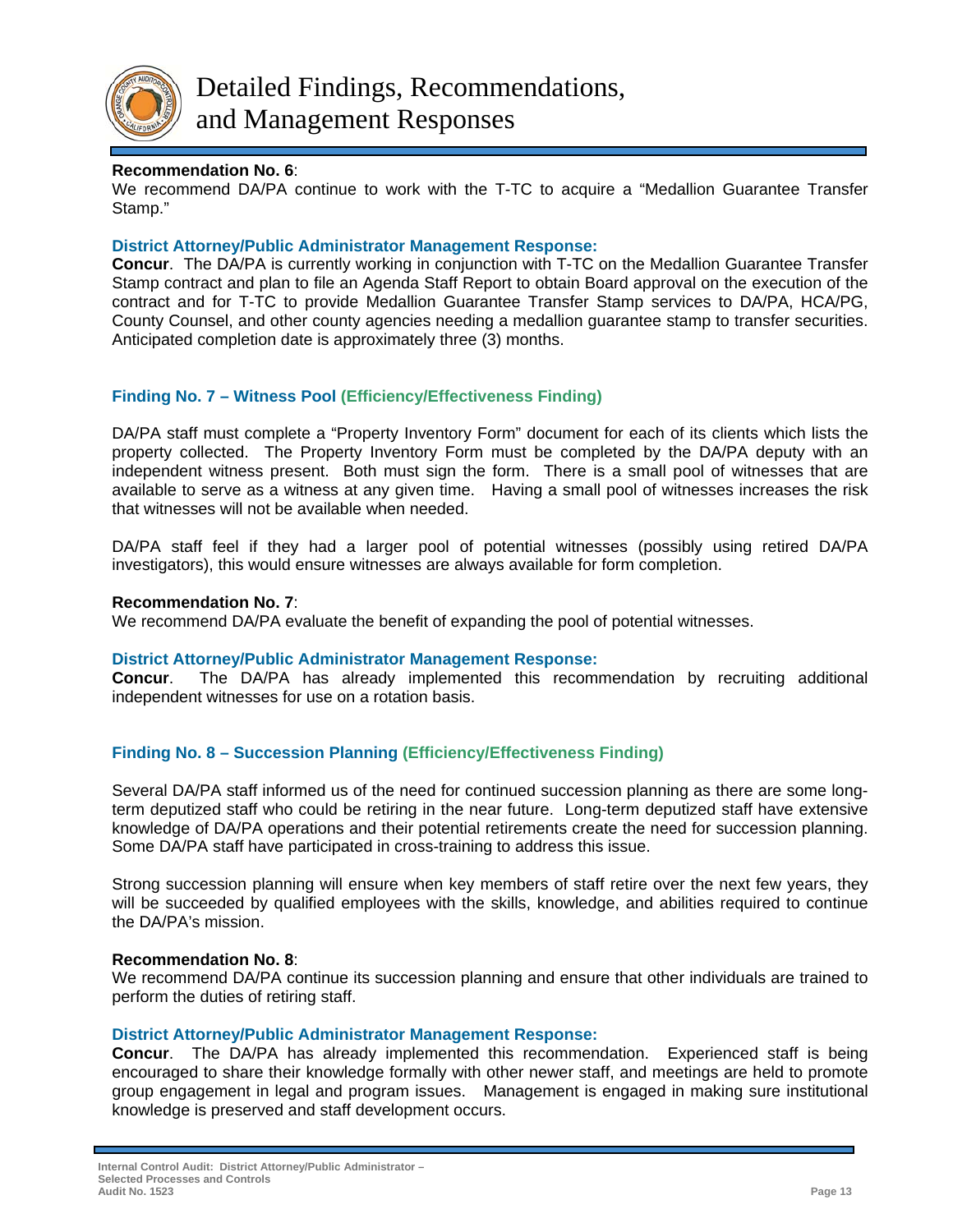**Recommendation No. 6**:
We recommend DA/PA continue to work with the T-TC to acquire a "Medallion Guarantee Transfer Stamp."

**District Attorney/Public Administrator Management Response:**
**Concur**. The DA/PA is currently working in conjunction with T-TC on the Medallion Guarantee Transfer Stamp contract and plan to file an Agenda Staff Report to obtain Board approval on the execution of the contract and for T-TC to provide Medallion Guarantee Transfer Stamp services to DA/PA, HCA/PG, County Counsel, and other county agencies needing a medallion guarantee stamp to transfer securities. Anticipated completion date is approximately three (3) months.

## Finding No. 7 – Witness Pool (Efficiency/Effectiveness Finding)

DA/PA staff must complete a "Property Inventory Form" document for each of its clients which lists the property collected. The Property Inventory Form must be completed by the DA/PA deputy with an independent witness present. Both must sign the form. There is a small pool of witnesses that are available to serve as a witness at any given time. Having a small pool of witnesses increases the risk that witnesses will not be available when needed.

DA/PA staff feel if they had a larger pool of potential witnesses (possibly using retired DA/PA investigators), this would ensure witnesses are always available for form completion.

**Recommendation No. 7**:
We recommend DA/PA evaluate the benefit of expanding the pool of potential witnesses.

**District Attorney/Public Administrator Management Response:**
**Concur**. The DA/PA has already implemented this recommendation by recruiting additional independent witnesses for use on a rotation basis.

## Finding No. 8 – Succession Planning (Efficiency/Effectiveness Finding)

Several DA/PA staff informed us of the need for continued succession planning as there are some long-term deputized staff who could be retiring in the near future. Long-term deputized staff have extensive knowledge of DA/PA operations and their potential retirements create the need for succession planning. Some DA/PA staff have participated in cross-training to address this issue.

Strong succession planning will ensure when key members of staff retire over the next few years, they will be succeeded by qualified employees with the skills, knowledge, and abilities required to continue the DA/PA's mission.

**Recommendation No. 8**:
We recommend DA/PA continue its succession planning and ensure that other individuals are trained to perform the duties of retiring staff.

**District Attorney/Public Administrator Management Response:**
**Concur**. The DA/PA has already implemented this recommendation. Experienced staff is being encouraged to share their knowledge formally with other newer staff, and meetings are held to promote group engagement in legal and program issues. Management is engaged in making sure institutional knowledge is preserved and staff development occurs.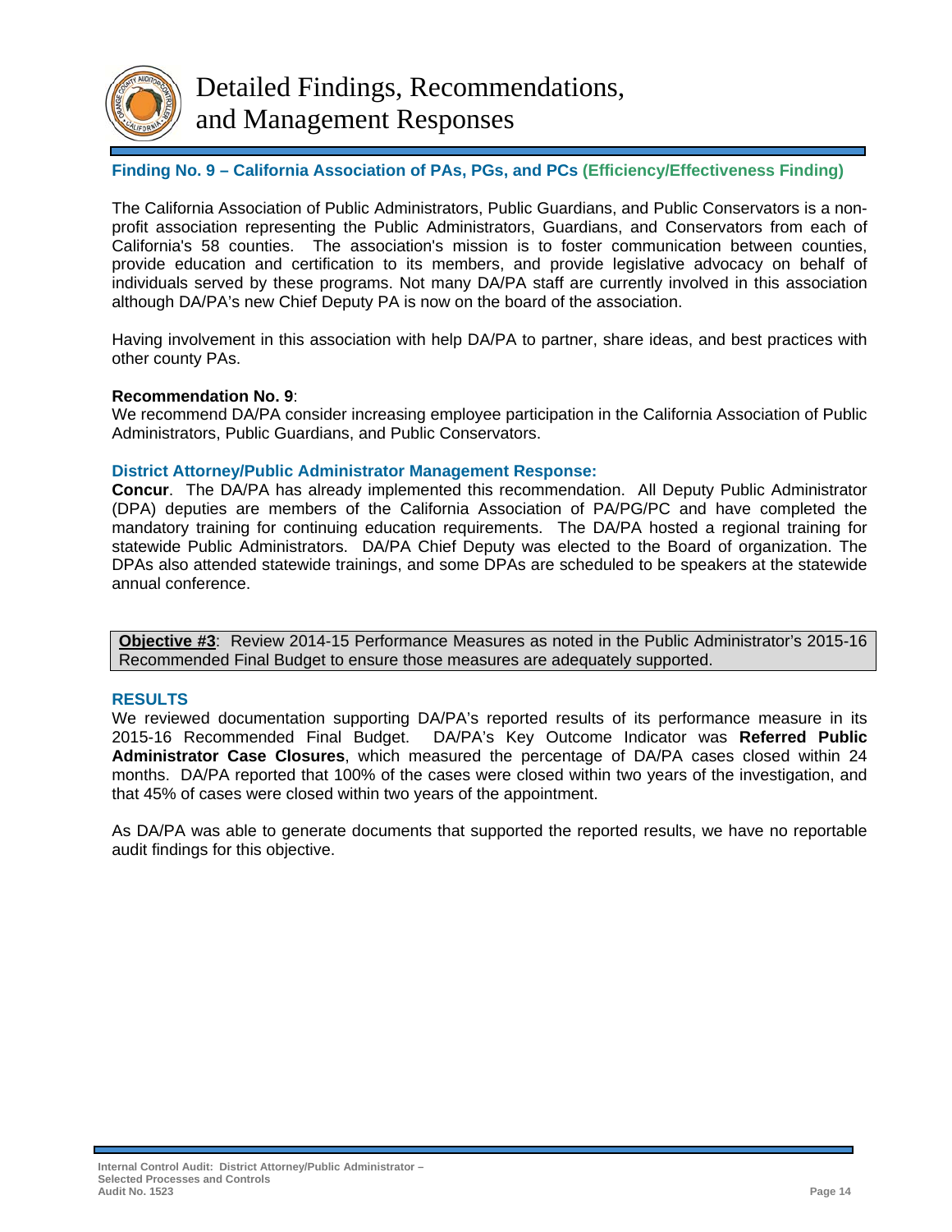# Detailed Findings, Recommendations, and Management Responses

### Finding No. 9 – California Association of PAs, PGs, and PCs (Efficiency/Effectiveness Finding)

The California Association of Public Administrators, Public Guardians, and Public Conservators is a non-profit association representing the Public Administrators, Guardians, and Conservators from each of California's 58 counties. The association's mission is to foster communication between counties, provide education and certification to its members, and provide legislative advocacy on behalf of individuals served by these programs. Not many DA/PA staff are currently involved in this association although DA/PA's new Chief Deputy PA is now on the board of the association.

Having involvement in this association with help DA/PA to partner, share ideas, and best practices with other county PAs.

**Recommendation No. 9**:
We recommend DA/PA consider increasing employee participation in the California Association of Public Administrators, Public Guardians, and Public Conservators.

**District Attorney/Public Administrator Management Response:**
**Concur**. The DA/PA has already implemented this recommendation. All Deputy Public Administrator (DPA) deputies are members of the California Association of PA/PG/PC and have completed the mandatory training for continuing education requirements. The DA/PA hosted a regional training for statewide Public Administrators. DA/PA Chief Deputy was elected to the Board of organization. The DPAs also attended statewide trainings, and some DPAs are scheduled to be speakers at the statewide annual conference.

**Objective #3**: Review 2014-15 Performance Measures as noted in the Public Administrator's 2015-16 Recommended Final Budget to ensure those measures are adequately supported.

### RESULTS

We reviewed documentation supporting DA/PA's reported results of its performance measure in its 2015-16 Recommended Final Budget. DA/PA's Key Outcome Indicator was **Referred Public Administrator Case Closures**, which measured the percentage of DA/PA cases closed within 24 months. DA/PA reported that 100% of the cases were closed within two years of the investigation, and that 45% of cases were closed within two years of the appointment.

As DA/PA was able to generate documents that supported the reported results, we have no reportable audit findings for this objective.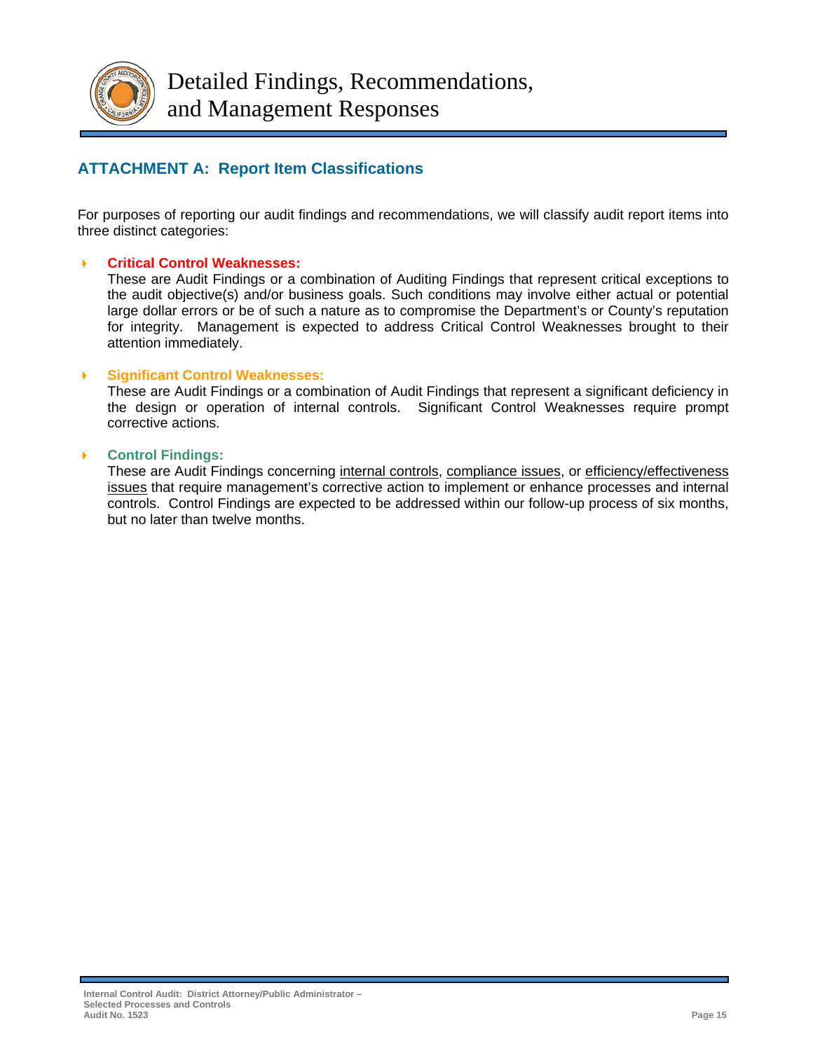# Detailed Findings, Recommendations, and Management Responses

## ATTACHMENT A: Report Item Classifications

For purposes of reporting our audit findings and recommendations, we will classify audit report items into three distinct categories:

- **Critical Control Weaknesses:**
  These are Audit Findings or a combination of Auditing Findings that represent critical exceptions to the audit objective(s) and/or business goals. Such conditions may involve either actual or potential large dollar errors or be of such a nature as to compromise the Department's or County's reputation for integrity. Management is expected to address Critical Control Weaknesses brought to their attention immediately.

- **Significant Control Weaknesses:**
  These are Audit Findings or a combination of Audit Findings that represent a significant deficiency in the design or operation of internal controls. Significant Control Weaknesses require prompt corrective actions.

- **Control Findings:**
  These are Audit Findings concerning internal controls, compliance issues, or efficiency/effectiveness issues that require management's corrective action to implement or enhance processes and internal controls. Control Findings are expected to be addressed within our follow-up process of six months, but no later than twelve months.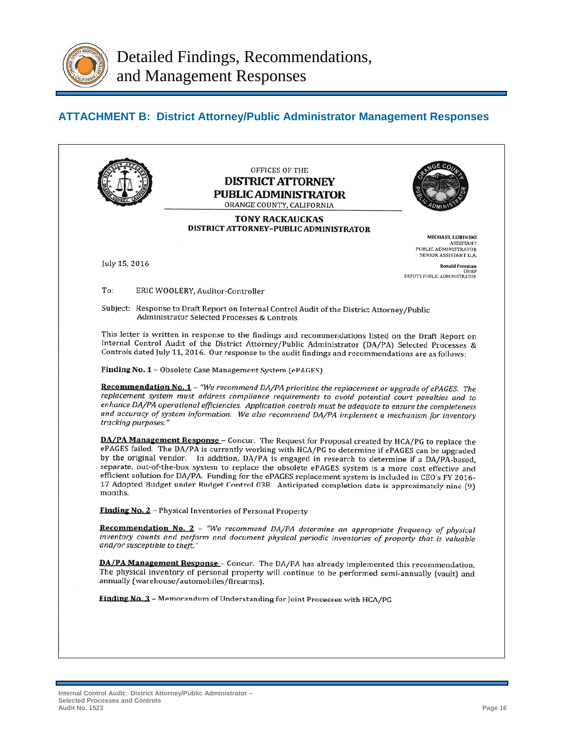# Detailed Findings, Recommendations, and Management Responses

## ATTACHMENT B: District Attorney/Public Administrator Management Responses

OFFICES OF THE
**DISTRICT ATTORNEY**
**PUBLIC ADMINISTRATOR**
ORANGE COUNTY, CALIFORNIA

**TONY RACKAUCKAS**
**DISTRICT ATTORNEY–PUBLIC ADMINISTRATOR**

**MICHAEL LUBINSKI**
ASSISTANT
PUBLIC ADMINISTRATOR
SENIOR ASSISTANT D.A.

**Ronald Freeman**
CHIEF
DEPUTY PUBLIC ADMINISTRATOR

July 15, 2016

To: ERIC WOOLERY, Auditor-Controller

Subject: Response to Draft Report on Internal Control Audit of the District Attorney/Public Administrator Selected Processes & Controls

This letter is written in response to the findings and recommendations listed on the Draft Report on Internal Control Audit of the District Attorney/Public Administrator (DA/PA) Selected Processes & Controls dated July 11, 2016. Our response to the audit findings and recommendations are as follows:

**Finding No. 1** – Obsolete Case Management System (ePAGES)

**Recommendation No. 1** – *"We recommend DA/PA prioritize the replacement or upgrade of ePAGES. The replacement system must address compliance requirements to avoid potential court penalties and to enhance DA/PA operational efficiencies. Application controls must be adequate to ensure the completeness and accuracy of system information. We also recommend DA/PA implement a mechanism for inventory tracking purposes."*

**DA/PA Management Response** – Concur. The Request for Proposal created by HCA/PG to replace the ePAGES failed. The DA/PA is currently working with HCA/PG to determine if ePAGES can be upgraded by the original vendor. In addition, DA/PA is engaged in research to determine if a DA/PA-based, separate, out-of-the-box system to replace the obsolete ePAGES system is a more cost effective and efficient solution for DA/PA. Funding for the ePAGES replacement system is included in CEO's FY 2016-17 Adopted Budget under Budget Control 038. Anticipated completion date is approximately nine (9) months.

**Finding No. 2** – Physical Inventories of Personal Property

**Recommendation No. 2** – *"We recommend DA/PA determine an appropriate frequency of physical inventory counts and perform and document physical periodic inventories of property that is valuable and/or susceptible to theft."*

**DA/PA Management Response** – Concur. The DA/PA has already implemented this recommendation. The physical inventory of personal property will continue to be performed semi-annually (vault) and annually (warehouse/automobiles/firearms).

**Finding No. 3** – Memorandum of Understanding for Joint Processes with HCA/PG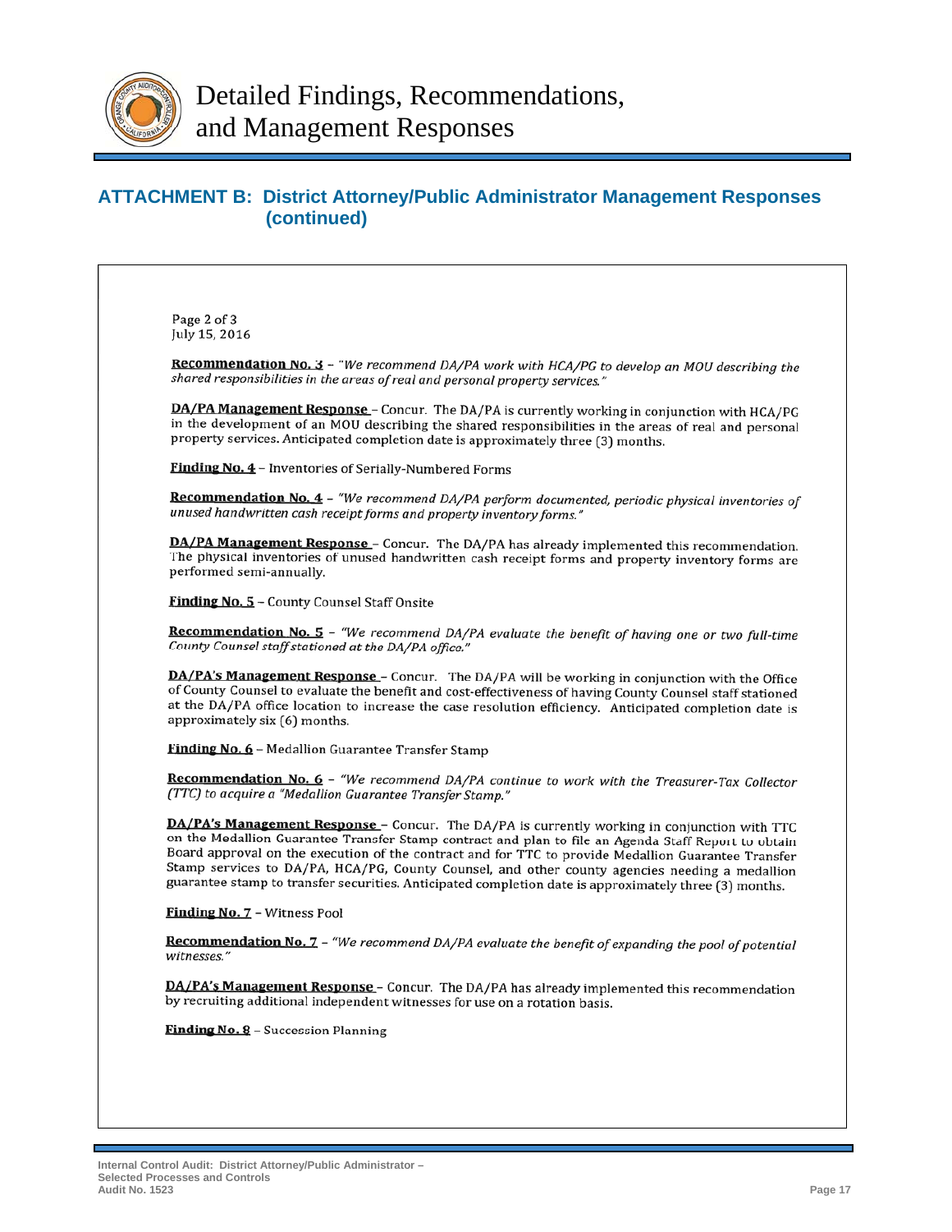# Detailed Findings, Recommendations, and Management Responses

## ATTACHMENT B: District Attorney/Public Administrator Management Responses (continued)

Page 2 of 3
July 15, 2016

**Recommendation No. 3** – *"We recommend DA/PA work with HCA/PG to develop an MOU describing the shared responsibilities in the areas of real and personal property services."*

**DA/PA Management Response** – Concur. The DA/PA is currently working in conjunction with HCA/PG in the development of an MOU describing the shared responsibilities in the areas of real and personal property services. Anticipated completion date is approximately three (3) months.

**Finding No. 4** – Inventories of Serially-Numbered Forms

**Recommendation No. 4** – *"We recommend DA/PA perform documented, periodic physical inventories of unused handwritten cash receipt forms and property inventory forms."*

**DA/PA Management Response** – Concur. The DA/PA has already implemented this recommendation. The physical inventories of unused handwritten cash receipt forms and property inventory forms are performed semi-annually.

**Finding No. 5** – County Counsel Staff Onsite

**Recommendation No. 5** – *"We recommend DA/PA evaluate the benefit of having one or two full-time County Counsel staff stationed at the DA/PA office."*

**DA/PA's Management Response** – Concur. The DA/PA will be working in conjunction with the Office of County Counsel to evaluate the benefit and cost-effectiveness of having County Counsel staff stationed at the DA/PA office location to increase the case resolution efficiency. Anticipated completion date is approximately six (6) months.

**Finding No. 6** – Medallion Guarantee Transfer Stamp

**Recommendation No. 6** – *"We recommend DA/PA continue to work with the Treasurer-Tax Collector (TTC) to acquire a "Medallion Guarantee Transfer Stamp."*

**DA/PA's Management Response** – Concur. The DA/PA is currently working in conjunction with TTC on the Medallion Guarantee Transfer Stamp contract and plan to file an Agenda Staff Report to obtain Board approval on the execution of the contract and for TTC to provide Medallion Guarantee Transfer Stamp services to DA/PA, HCA/PG, County Counsel, and other county agencies needing a medallion guarantee stamp to transfer securities. Anticipated completion date is approximately three (3) months.

**Finding No. 7** – Witness Pool

**Recommendation No. 7** – *"We recommend DA/PA evaluate the benefit of expanding the pool of potential witnesses."*

**DA/PA's Management Response** – Concur. The DA/PA has already implemented this recommendation by recruiting additional independent witnesses for use on a rotation basis.

**Finding No. 8** – Succession Planning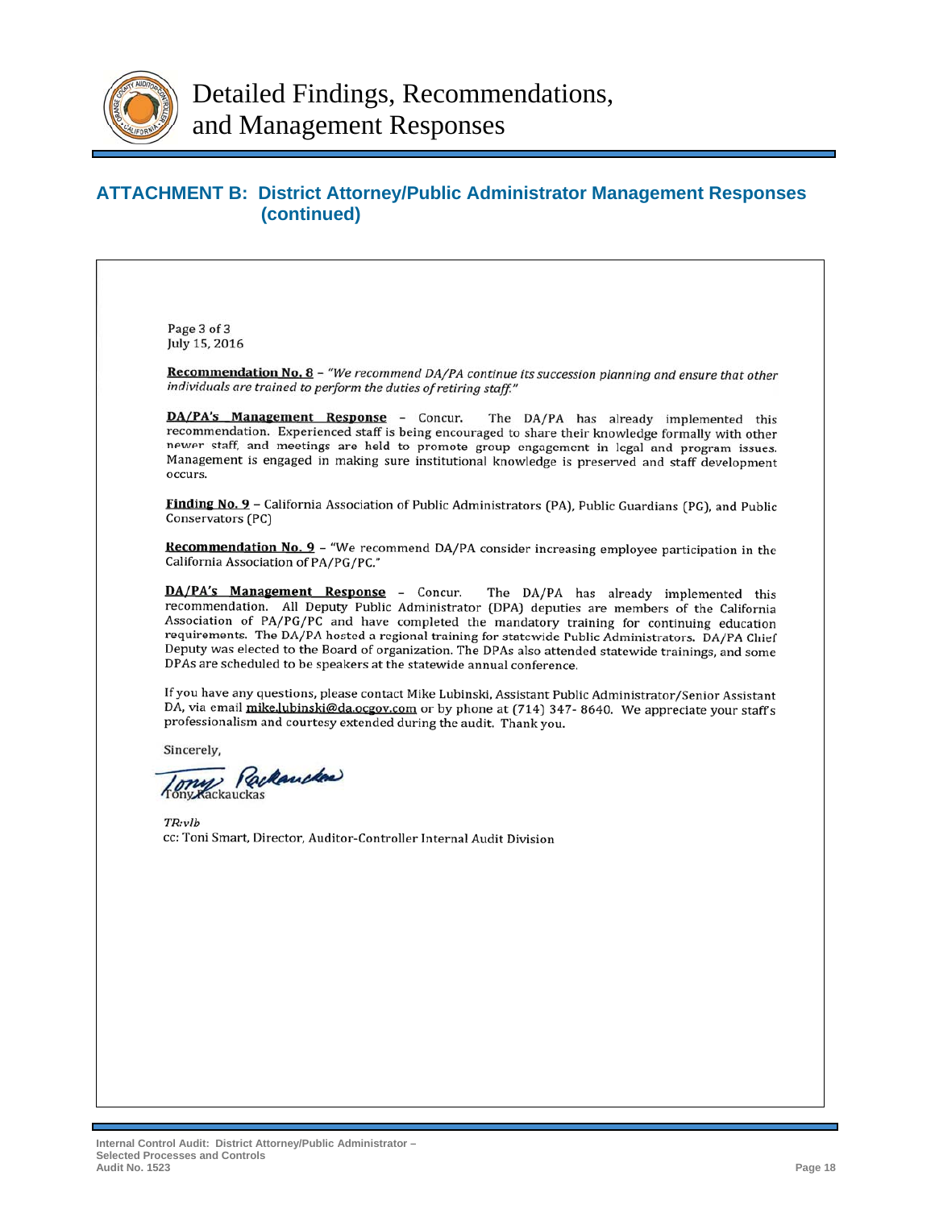# Detailed Findings, Recommendations, and Management Responses

## ATTACHMENT B: District Attorney/Public Administrator Management Responses (continued)

Page 3 of 3
July 15, 2016

**Recommendation No. 8** – *"We recommend DA/PA continue its succession planning and ensure that other individuals are trained to perform the duties of retiring staff."*

**DA/PA's Management Response** – Concur. The DA/PA has already implemented this recommendation. Experienced staff is being encouraged to share their knowledge formally with other newer staff, and meetings are held to promote group engagement in legal and program issues. Management is engaged in making sure institutional knowledge is preserved and staff development occurs.

**Finding No. 9** – California Association of Public Administrators (PA), Public Guardians (PG), and Public Conservators (PC)

**Recommendation No. 9** – "We recommend DA/PA consider increasing employee participation in the California Association of PA/PG/PC."

**DA/PA's Management Response** – Concur. The DA/PA has already implemented this recommendation. All Deputy Public Administrator (DPA) deputies are members of the California Association of PA/PG/PC and have completed the mandatory training for continuing education requirements. The DA/PA hosted a regional training for statewide Public Administrators. DA/PA Chief Deputy was elected to the Board of organization. The DPAs also attended statewide trainings, and some DPAs are scheduled to be speakers at the statewide annual conference.

If you have any questions, please contact Mike Lubinski, Assistant Public Administrator/Senior Assistant DA, via email mike.lubinski@da.ocgov.com or by phone at (714) 347- 8640. We appreciate your staff's professionalism and courtesy extended during the audit. Thank you.

Sincerely,

Tony Rackauckas

*TR:vlb*
cc: Toni Smart, Director, Auditor-Controller Internal Audit Division